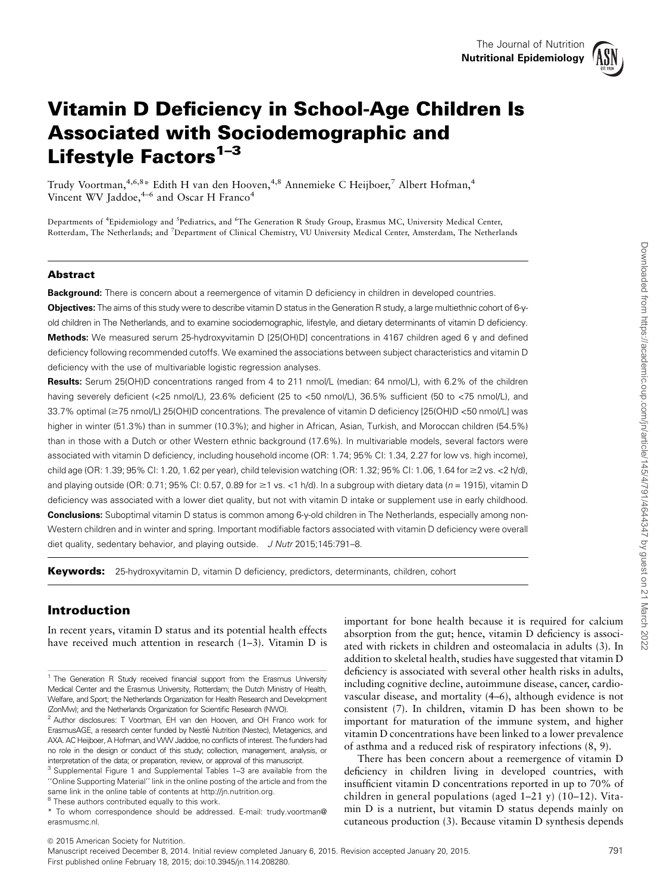# Vitamin D Deficiency in School-Age Children Is Associated with Sociodemographic and Lifestyle Factors[1–3]

Trudy Voortman,[4,6,8]* Edith H van den Hooven,[4,8] Annemieke C Heijboer,[7] Albert Hofman,[4] Vincent WV Jaddoe,[4–6] and Oscar H Franco[4]

Departments of [4]Epidemiology and [5]Pediatrics, and [6]The Generation R Study Group, Erasmus MC, University Medical Center, Rotterdam, The Netherlands; and [7]Department of Clinical Chemistry, VU University Medical Center, Amsterdam, The Netherlands

## Abstract

**Background:** There is concern about a reemergence of vitamin D deficiency in children in developed countries.

**Objectives:** The aims of this study were to describe vitamin D status in the Generation R study, a large multiethnic cohort of 6-y-old children in The Netherlands, and to examine sociodemographic, lifestyle, and dietary determinants of vitamin D deficiency.

**Methods:** We measured serum 25-hydroxyvitamin D [25(OH)D] concentrations in 4167 children aged 6 y and defined deficiency following recommended cutoffs. We examined the associations between subject characteristics and vitamin D deficiency with the use of multivariable logistic regression analyses.

**Results:** Serum 25(OH)D concentrations ranged from 4 to 211 nmol/L (median: 64 nmol/L), with 6.2% of the children having severely deficient (<25 nmol/L), 23.6% deficient (25 to <50 nmol/L), 36.5% sufficient (50 to <75 nmol/L), and 33.7% optimal (≥75 nmol/L) 25(OH)D concentrations. The prevalence of vitamin D deficiency [25(OH)D <50 nmol/L] was higher in winter (51.3%) than in summer (10.3%); and higher in African, Asian, Turkish, and Moroccan children (54.5%) than in those with a Dutch or other Western ethnic background (17.6%). In multivariable models, several factors were associated with vitamin D deficiency, including household income (OR: 1.74; 95% CI: 1.34, 2.27 for low vs. high income), child age (OR: 1.39; 95% CI: 1.20, 1.62 per year), child television watching (OR: 1.32; 95% CI: 1.06, 1.64 for ≥2 vs. <2 h/d), and playing outside (OR: 0.71; 95% CI: 0.57, 0.89 for ≥1 vs. <1 h/d). In a subgroup with dietary data ($n$ = 1915), vitamin D deficiency was associated with a lower diet quality, but not with vitamin D intake or supplement use in early childhood.

**Conclusions:** Suboptimal vitamin D status is common among 6-y-old children in The Netherlands, especially among non-Western children and in winter and spring. Important modifiable factors associated with vitamin D deficiency were overall diet quality, sedentary behavior, and playing outside. *J Nutr* 2015;145:791–8.

**Keywords:** 25-hydroxyvitamin D, vitamin D deficiency, predictors, determinants, children, cohort

## Introduction

In recent years, vitamin D status and its potential health effects have received much attention in research (1–3). Vitamin D is important for bone health because it is required for calcium absorption from the gut; hence, vitamin D deficiency is associated with rickets in children and osteomalacia in adults (3). In addition to skeletal health, studies have suggested that vitamin D deficiency is associated with several other health risks in adults, including cognitive decline, autoimmune disease, cancer, cardiovascular disease, and mortality (4–6), although evidence is not consistent (7). In children, vitamin D has been shown to be important for maturation of the immune system, and higher vitamin D concentrations have been linked to a lower prevalence of asthma and a reduced risk of respiratory infections (8, 9).

There has been concern about a reemergence of vitamin D deficiency in children living in developed countries, with insufficient vitamin D concentrations reported in up to 70% of children in general populations (aged 1–21 y) (10–12). Vitamin D is a nutrient, but vitamin D status depends mainly on cutaneous production (3). Because vitamin D synthesis depends

---

[1] The Generation R Study received financial support from the Erasmus University Medical Center and the Erasmus University, Rotterdam; the Dutch Ministry of Health, Welfare, and Sport; the Netherlands Organization for Health Research and Development (ZonMw); and the Netherlands Organization for Scientific Research (NWO).

[2] Author disclosures: T Voortman, EH van den Hooven, and OH Franco work for ErasmusAGE, a research center funded by Nestlé Nutrition (Nestec), Metagenics, and AXA. AC Heijboer, A Hofman, and VWV Jaddoe, no conflicts of interest. The funders had no role in the design or conduct of this study; collection, management, analysis, or interpretation of the data; or preparation, review, or approval of this manuscript.

[3] Supplemental Figure 1 and Supplemental Tables 1–3 are available from the "Online Supporting Material" link in the online posting of the article and from the same link in the online table of contents at http://jn.nutrition.org.

[8] These authors contributed equally to this work.

\* To whom correspondence should be addressed. E-mail: trudy.voortman@erasmusmc.nl.

© 2015 American Society for Nutrition.

Manuscript received December 8, 2014. Initial review completed January 6, 2015. Revision accepted January 20, 2015.

First published online February 18, 2015; doi:10.3945/jn.114.208280.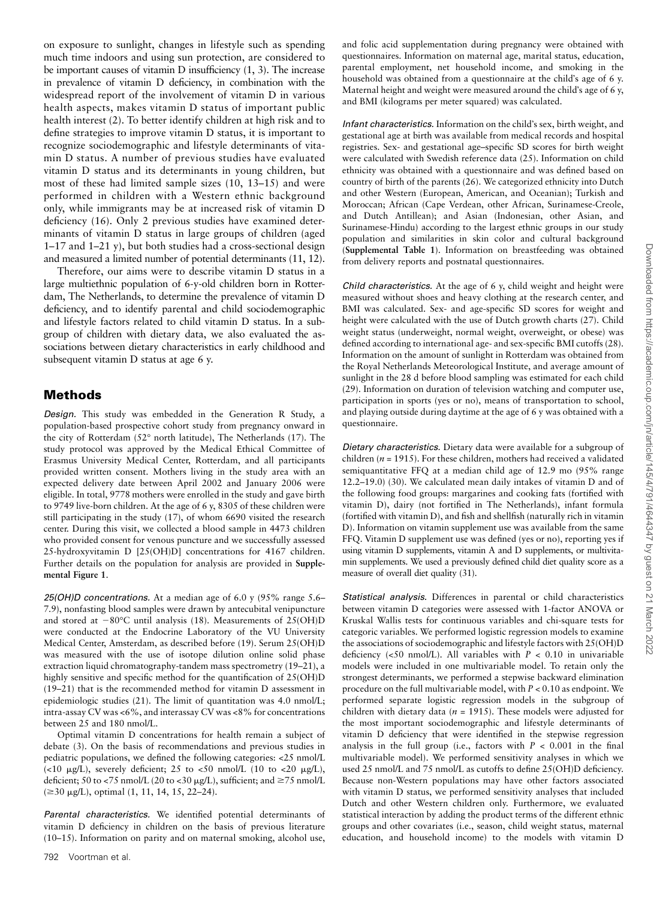on exposure to sunlight, changes in lifestyle such as spending much time indoors and using sun protection, are considered to be important causes of vitamin D insufficiency (1, 3). The increase in prevalence of vitamin D deficiency, in combination with the widespread report of the involvement of vitamin D in various health aspects, makes vitamin D status of important public health interest (2). To better identify children at high risk and to define strategies to improve vitamin D status, it is important to recognize sociodemographic and lifestyle determinants of vitamin D status. A number of previous studies have evaluated vitamin D status and its determinants in young children, but most of these had limited sample sizes (10, 13–15) and were performed in children with a Western ethnic background only, while immigrants may be at increased risk of vitamin D deficiency (16). Only 2 previous studies have examined determinants of vitamin D status in large groups of children (aged 1–17 and 1–21 y), but both studies had a cross-sectional design and measured a limited number of potential determinants (11, 12).

Therefore, our aims were to describe vitamin D status in a large multiethnic population of 6-y-old children born in Rotterdam, The Netherlands, to determine the prevalence of vitamin D deficiency, and to identify parental and child sociodemographic and lifestyle factors related to child vitamin D status. In a subgroup of children with dietary data, we also evaluated the associations between dietary characteristics in early childhood and subsequent vitamin D status at age 6 y.

## Methods

*Design.* This study was embedded in the Generation R Study, a population-based prospective cohort study from pregnancy onward in the city of Rotterdam (52° north latitude), The Netherlands (17). The study protocol was approved by the Medical Ethical Committee of Erasmus University Medical Center, Rotterdam, and all participants provided written consent. Mothers living in the study area with an expected delivery date between April 2002 and January 2006 were eligible. In total, 9778 mothers were enrolled in the study and gave birth to 9749 live-born children. At the age of 6 y, 8305 of these children were still participating in the study (17), of whom 6690 visited the research center. During this visit, we collected a blood sample in 4473 children who provided consent for venous puncture and we successfully assessed 25-hydroxyvitamin D [25(OH)D] concentrations for 4167 children. Further details on the population for analysis are provided in **Supplemental Figure 1**.

*25(OH)D concentrations.* At a median age of 6.0 y (95% range 5.6–7.9), nonfasting blood samples were drawn by antecubital venipuncture and stored at −80°C until analysis (18). Measurements of 25(OH)D were conducted at the Endocrine Laboratory of the VU University Medical Center, Amsterdam, as described before (19). Serum 25(OH)D was measured with the use of isotope dilution online solid phase extraction liquid chromatography-tandem mass spectrometry (19–21), a highly sensitive and specific method for the quantification of 25(OH)D (19–21) that is the recommended method for vitamin D assessment in epidemiologic studies (21). The limit of quantitation was 4.0 nmol/L; intra-assay CV was <6%, and interassay CV was <8% for concentrations between 25 and 180 nmol/L.

Optimal vitamin D concentrations for health remain a subject of debate (3). On the basis of recommendations and previous studies in pediatric populations, we defined the following categories: <25 nmol/L (<10 μg/L), severely deficient; 25 to <50 nmol/L (10 to <20 μg/L), deficient; 50 to <75 nmol/L (20 to <30 μg/L), sufficient; and ≥75 nmol/L (≥30 μg/L), optimal (1, 11, 14, 15, 22–24).

*Parental characteristics.* We identified potential determinants of vitamin D deficiency in children on the basis of previous literature (10–15). Information on parity and on maternal smoking, alcohol use, and folic acid supplementation during pregnancy were obtained with questionnaires. Information on maternal age, marital status, education, parental employment, net household income, and smoking in the household was obtained from a questionnaire at the child's age of 6 y. Maternal height and weight were measured around the child's age of 6 y, and BMI (kilograms per meter squared) was calculated.

*Infant characteristics.* Information on the child's sex, birth weight, and gestational age at birth was available from medical records and hospital registries. Sex- and gestational age–specific SD scores for birth weight were calculated with Swedish reference data (25). Information on child ethnicity was obtained with a questionnaire and was defined based on country of birth of the parents (26). We categorized ethnicity into Dutch and other Western (European, American, and Oceanian); Turkish and Moroccan; African (Cape Verdean, other African, Surinamese-Creole, and Dutch Antillean); and Asian (Indonesian, other Asian, and Surinamese-Hindu) according to the largest ethnic groups in our study population and similarities in skin color and cultural background (**Supplemental Table 1**). Information on breastfeeding was obtained from delivery reports and postnatal questionnaires.

*Child characteristics.* At the age of 6 y, child weight and height were measured without shoes and heavy clothing at the research center, and BMI was calculated. Sex- and age-specific SD scores for weight and height were calculated with the use of Dutch growth charts (27). Child weight status (underweight, normal weight, overweight, or obese) was defined according to international age- and sex-specific BMI cutoffs (28). Information on the amount of sunlight in Rotterdam was obtained from the Royal Netherlands Meteorological Institute, and average amount of sunlight in the 28 d before blood sampling was estimated for each child (29). Information on duration of television watching and computer use, participation in sports (yes or no), means of transportation to school, and playing outside during daytime at the age of 6 y was obtained with a questionnaire.

*Dietary characteristics.* Dietary data were available for a subgroup of children ($n$ = 1915). For these children, mothers had received a validated semiquantitative FFQ at a median child age of 12.9 mo (95% range 12.2–19.0) (30). We calculated mean daily intakes of vitamin D and of the following food groups: margarines and cooking fats (fortified with vitamin D), dairy (not fortified in The Netherlands), infant formula (fortified with vitamin D), and fish and shellfish (naturally rich in vitamin D). Information on vitamin supplement use was available from the same FFQ. Vitamin D supplement use was defined (yes or no), reporting yes if using vitamin D supplements, vitamin A and D supplements, or multivitamin supplements. We used a previously defined child diet quality score as a measure of overall diet quality (31).

*Statistical analysis.* Differences in parental or child characteristics between vitamin D categories were assessed with 1-factor ANOVA or Kruskal Wallis tests for continuous variables and chi-square tests for categoric variables. We performed logistic regression models to examine the associations of sociodemographic and lifestyle factors with 25(OH)D deficiency (<50 nmol/L). All variables with $P$ < 0.10 in univariable models were included in one multivariable model. To retain only the strongest determinants, we performed a stepwise backward elimination procedure on the full multivariable model, with $P$ < 0.10 as endpoint. We performed separate logistic regression models in the subgroup of children with dietary data ($n$ = 1915). These models were adjusted for the most important sociodemographic and lifestyle determinants of vitamin D deficiency that were identified in the stepwise regression analysis in the full group (i.e., factors with $P$ < 0.001 in the final multivariable model). We performed sensitivity analyses in which we used 25 nmol/L and 75 nmol/L as cutoffs to define 25(OH)D deficiency. Because non-Western populations may have other factors associated with vitamin D status, we performed sensitivity analyses that included Dutch and other Western children only. Furthermore, we evaluated statistical interaction by adding the product terms of the different ethnic groups and other covariates (i.e., season, child weight status, maternal education, and household income) to the models with vitamin D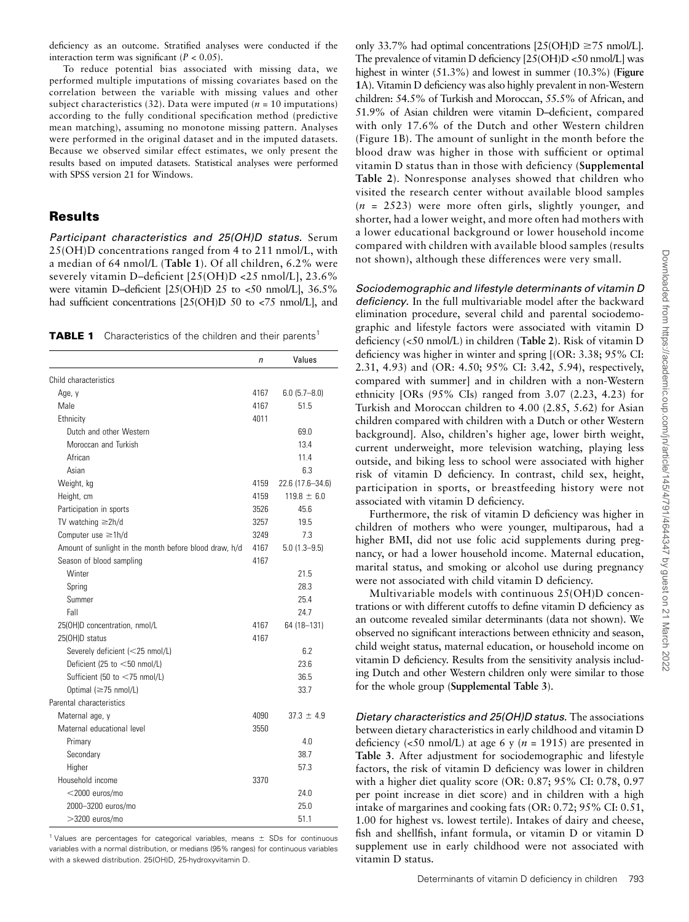deficiency as an outcome. Stratified analyses were conducted if the interaction term was significant ($P < 0.05$).

To reduce potential bias associated with missing data, we performed multiple imputations of missing covariates based on the correlation between the variable with missing values and other subject characteristics (32). Data were imputed ($n$ = 10 imputations) according to the fully conditional specification method (predictive mean matching), assuming no monotone missing pattern. Analyses were performed in the original dataset and in the imputed datasets. Because we observed similar effect estimates, we only present the results based on imputed datasets. Statistical analyses were performed with SPSS version 21 for Windows.

## Results

*Participant characteristics and 25(OH)D status.* Serum 25(OH)D concentrations ranged from 4 to 211 nmol/L, with a median of 64 nmol/L (**Table 1**). Of all children, 6.2% were severely vitamin D–deficient [25(OH)D <25 nmol/L], 23.6% were vitamin D–deficient [25(OH)D 25 to <50 nmol/L], 36.5% had sufficient concentrations [25(OH)D 50 to <75 nmol/L], and only 33.7% had optimal concentrations [25(OH)D ≥75 nmol/L]. The prevalence of vitamin D deficiency [25(OH)D <50 nmol/L] was highest in winter (51.3%) and lowest in summer (10.3%) (**Figure 1**A). Vitamin D deficiency was also highly prevalent in non-Western children: 54.5% of Turkish and Moroccan, 55.5% of African, and 51.9% of Asian children were vitamin D–deficient, compared with only 17.6% of the Dutch and other Western children (Figure 1B). The amount of sunlight in the month before the blood draw was higher in those with sufficient or optimal vitamin D status than in those with deficiency (**Supplemental Table 2**). Nonresponse analyses showed that children who visited the research center without available blood samples ($n$ = 2523) were more often girls, slightly younger, and shorter, had a lower weight, and more often had mothers with a lower educational background or lower household income compared with children with available blood samples (results not shown), although these differences were very small.

**TABLE 1** Characteristics of the children and their parents[1]

| | $n$ | Values |
|---|---|---|
| Child characteristics | | |
| Age, y | 4167 | 6.0 (5.7–8.0) |
| Male | 4167 | 51.5 |
| Ethnicity | 4011 | |
| Dutch and other Western | | 69.0 |
| Moroccan and Turkish | | 13.4 |
| African | | 11.4 |
| Asian | | 6.3 |
| Weight, kg | 4159 | 22.6 (17.6–34.6) |
| Height, cm | 4159 | 119.8 ± 6.0 |
| Participation in sports | 3526 | 45.6 |
| TV watching ≥2h/d | 3257 | 19.5 |
| Computer use ≥1h/d | 3249 | 7.3 |
| Amount of sunlight in the month before blood draw, h/d | 4167 | 5.0 (1.3–9.5) |
| Season of blood sampling | 4167 | |
| Winter | | 21.5 |
| Spring | | 28.3 |
| Summer | | 25.4 |
| Fall | | 24.7 |
| 25(OH)D concentration, nmol/L | 4167 | 64 (18–131) |
| 25(OH)D status | 4167 | |
| Severely deficient (<25 nmol/L) | | 6.2 |
| Deficient (25 to <50 nmol/L) | | 23.6 |
| Sufficient (50 to <75 nmol/L) | | 36.5 |
| Optimal (≥75 nmol/L) | | 33.7 |
| Parental characteristics | | |
| Maternal age, y | 4090 | 37.3 ± 4.9 |
| Maternal educational level | 3550 | |
| Primary | | 4.0 |
| Secondary | | 38.7 |
| Higher | | 57.3 |
| Household income | 3370 | |
| <2000 euros/mo | | 24.0 |
| 2000–3200 euros/mo | | 25.0 |
| >3200 euros/mo | | 51.1 |

[1] Values are percentages for categorical variables, means ± SDs for continuous variables with a normal distribution, or medians (95% ranges) for continuous variables with a skewed distribution. 25(OH)D, 25-hydroxyvitamin D.

*Sociodemographic and lifestyle determinants of vitamin D deficiency.* In the full multivariable model after the backward elimination procedure, several child and parental sociodemographic and lifestyle factors were associated with vitamin D deficiency (<50 nmol/L) in children (**Table 2**). Risk of vitamin D deficiency was higher in winter and spring [(OR: 3.38; 95% CI: 2.31, 4.93) and (OR: 4.50; 95% CI: 3.42, 5.94), respectively, compared with summer] and in children with a non-Western ethnicity [ORs (95% CIs) ranged from 3.07 (2.23, 4.23) for Turkish and Moroccan children to 4.00 (2.85, 5.62) for Asian children compared with children with a Dutch or other Western background]. Also, children's higher age, lower birth weight, current underweight, more television watching, playing less outside, and biking less to school were associated with higher risk of vitamin D deficiency. In contrast, child sex, height, participation in sports, or breastfeeding history were not associated with vitamin D deficiency.

Furthermore, the risk of vitamin D deficiency was higher in children of mothers who were younger, multiparous, had a higher BMI, did not use folic acid supplements during pregnancy, or had a lower household income. Maternal education, marital status, and smoking or alcohol use during pregnancy were not associated with child vitamin D deficiency.

Multivariable models with continuous 25(OH)D concentrations or with different cutoffs to define vitamin D deficiency as an outcome revealed similar determinants (data not shown). We observed no significant interactions between ethnicity and season, child weight status, maternal education, or household income on vitamin D deficiency. Results from the sensitivity analysis including Dutch and other Western children only were similar to those for the whole group (**Supplemental Table 3**).

*Dietary characteristics and 25(OH)D status.* The associations between dietary characteristics in early childhood and vitamin D deficiency (<50 nmol/L) at age 6 y ($n$ = 1915) are presented in **Table 3**. After adjustment for sociodemographic and lifestyle factors, the risk of vitamin D deficiency was lower in children with a higher diet quality score (OR: 0.87; 95% CI: 0.78, 0.97 per point increase in diet score) and in children with a high intake of margarines and cooking fats (OR: 0.72; 95% CI: 0.51, 1.00 for highest vs. lowest tertile). Intakes of dairy and cheese, fish and shellfish, infant formula, or vitamin D or vitamin D supplement use in early childhood were not associated with vitamin D status.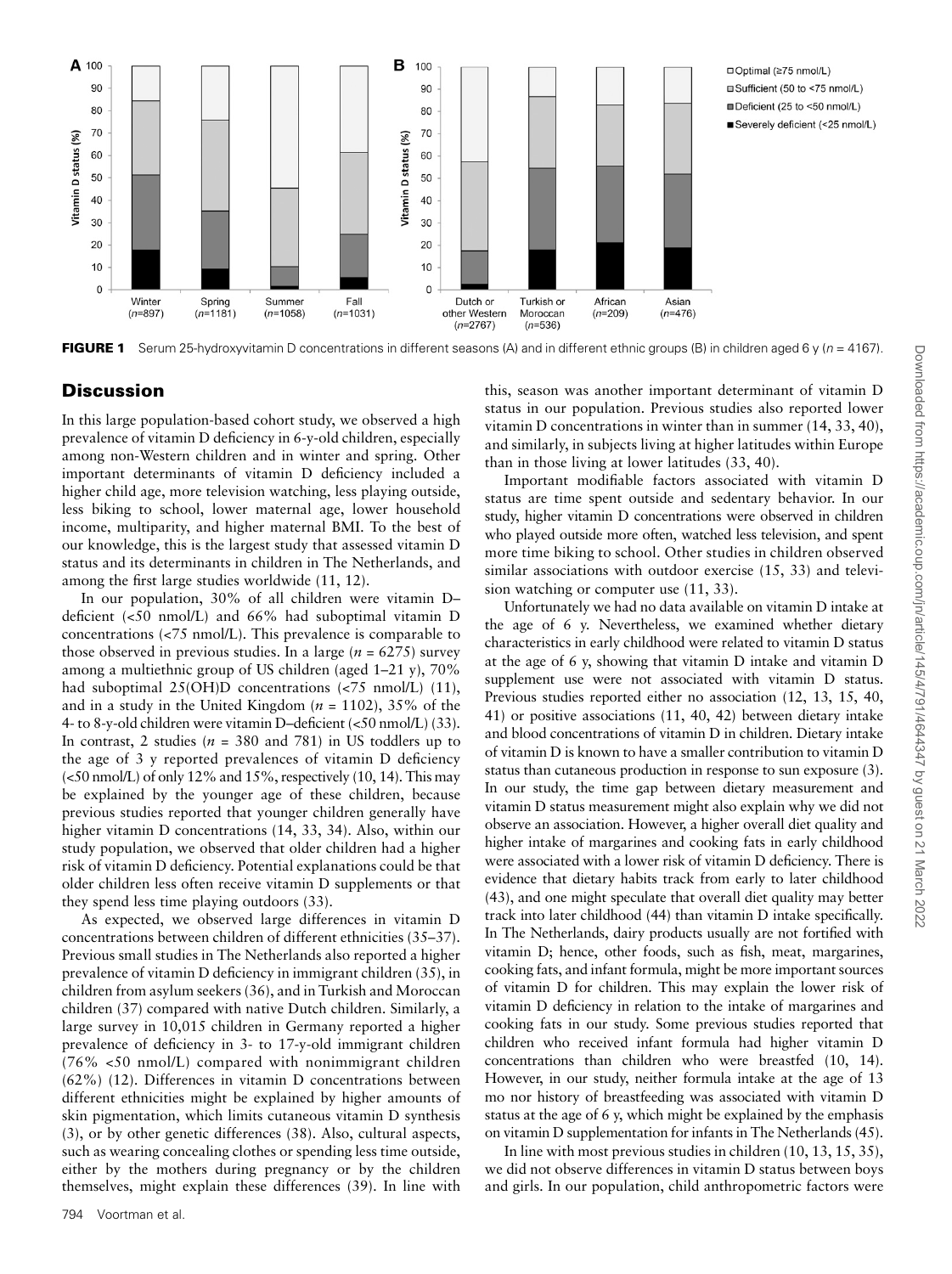**FIGURE 1** Serum 25-hydroxyvitamin D concentrations in different seasons (A) and in different ethnic groups (B) in children aged 6 y (*n* = 4167).

## Discussion

In this large population-based cohort study, we observed a high prevalence of vitamin D deficiency in 6-y-old children, especially among non-Western children and in winter and spring. Other important determinants of vitamin D deficiency included a higher child age, more television watching, less playing outside, less biking to school, lower maternal age, lower household income, multiparity, and higher maternal BMI. To the best of our knowledge, this is the largest study that assessed vitamin D status and its determinants in children in The Netherlands, and among the first large studies worldwide (11, 12).

In our population, 30% of all children were vitamin D–deficient (<50 nmol/L) and 66% had suboptimal vitamin D concentrations (<75 nmol/L). This prevalence is comparable to those observed in previous studies. In a large (*n* = 6275) survey among a multiethnic group of US children (aged 1–21 y), 70% had suboptimal 25(OH)D concentrations (<75 nmol/L) (11), and in a study in the United Kingdom (*n* = 1102), 35% of the 4- to 8-y-old children were vitamin D–deficient (<50 nmol/L) (33). In contrast, 2 studies (*n* = 380 and 781) in US toddlers up to the age of 3 y reported prevalences of vitamin D deficiency (<50 nmol/L) of only 12% and 15%, respectively (10, 14). This may be explained by the younger age of these children, because previous studies reported that younger children generally have higher vitamin D concentrations (14, 33, 34). Also, within our study population, we observed that older children had a higher risk of vitamin D deficiency. Potential explanations could be that older children less often receive vitamin D supplements or that they spend less time playing outdoors (33).

As expected, we observed large differences in vitamin D concentrations between children of different ethnicities (35–37). Previous small studies in The Netherlands also reported a higher prevalence of vitamin D deficiency in immigrant children (35), in children from asylum seekers (36), and in Turkish and Moroccan children (37) compared with native Dutch children. Similarly, a large survey in 10,015 children in Germany reported a higher prevalence of deficiency in 3- to 17-y-old immigrant children (76% <50 nmol/L) compared with nonimmigrant children (62%) (12). Differences in vitamin D concentrations between different ethnicities might be explained by higher amounts of skin pigmentation, which limits cutaneous vitamin D synthesis (3), or by other genetic differences (38). Also, cultural aspects, such as wearing concealing clothes or spending less time outside, either by the mothers during pregnancy or by the children themselves, might explain these differences (39). In line with this, season was another important determinant of vitamin D status in our population. Previous studies also reported lower vitamin D concentrations in winter than in summer (14, 33, 40), and similarly, in subjects living at higher latitudes within Europe than in those living at lower latitudes (33, 40).

Important modifiable factors associated with vitamin D status are time spent outside and sedentary behavior. In our study, higher vitamin D concentrations were observed in children who played outside more often, watched less television, and spent more time biking to school. Other studies in children observed similar associations with outdoor exercise (15, 33) and television watching or computer use (11, 33).

Unfortunately we had no data available on vitamin D intake at the age of 6 y. Nevertheless, we examined whether dietary characteristics in early childhood were related to vitamin D status at the age of 6 y, showing that vitamin D intake and vitamin D supplement use were not associated with vitamin D status. Previous studies reported either no association (12, 13, 15, 40, 41) or positive associations (11, 40, 42) between dietary intake and blood concentrations of vitamin D in children. Dietary intake of vitamin D is known to have a smaller contribution to vitamin D status than cutaneous production in response to sun exposure (3). In our study, the time gap between dietary measurement and vitamin D status measurement might also explain why we did not observe an association. However, a higher overall diet quality and higher intake of margarines and cooking fats in early childhood were associated with a lower risk of vitamin D deficiency. There is evidence that dietary habits track from early to later childhood (43), and one might speculate that overall diet quality may better track into later childhood (44) than vitamin D intake specifically. In The Netherlands, dairy products usually are not fortified with vitamin D; hence, other foods, such as fish, meat, margarines, cooking fats, and infant formula, might be more important sources of vitamin D for children. This may explain the lower risk of vitamin D deficiency in relation to the intake of margarines and cooking fats in our study. Some previous studies reported that children who received infant formula had higher vitamin D concentrations than children who were breastfed (10, 14). However, in our study, neither formula intake at the age of 13 mo nor history of breastfeeding was associated with vitamin D status at the age of 6 y, which might be explained by the emphasis on vitamin D supplementation for infants in The Netherlands (45).

In line with most previous studies in children (10, 13, 15, 35), we did not observe differences in vitamin D status between boys and girls. In our population, child anthropometric factors were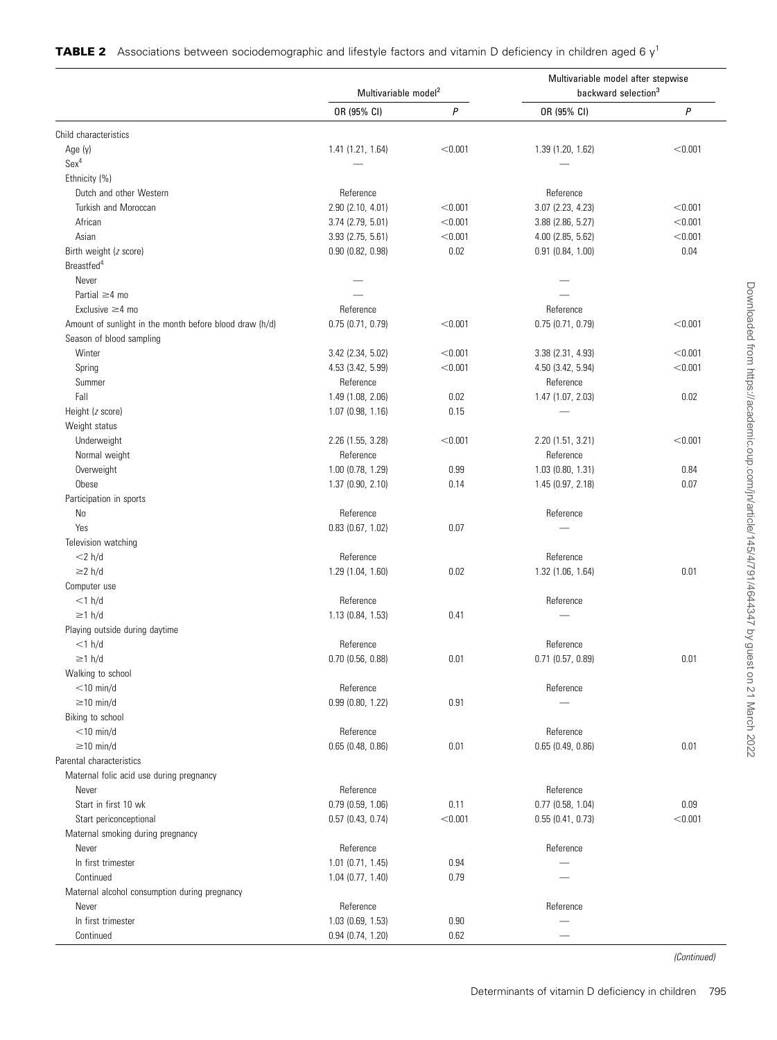**TABLE 2** Associations between sociodemographic and lifestyle factors and vitamin D deficiency in children aged 6 y[1]

| | Multivariable model[2] | | Multivariable model after stepwise backward selection[3] | |
|---|---|---|---|---|
| | OR (95% CI) | *P* | OR (95% CI) | *P* |
| Child characteristics | | | | |
| Age (y) | 1.41 (1.21, 1.64) | <0.001 | 1.39 (1.20, 1.62) | <0.001 |
| Sex[4] | — | | — | |
| Ethnicity (%) | | | | |
| Dutch and other Western | Reference | | Reference | |
| Turkish and Moroccan | 2.90 (2.10, 4.01) | <0.001 | 3.07 (2.23, 4.23) | <0.001 |
| African | 3.74 (2.79, 5.01) | <0.001 | 3.88 (2.86, 5.27) | <0.001 |
| Asian | 3.93 (2.75, 5.61) | <0.001 | 4.00 (2.85, 5.62) | <0.001 |
| Birth weight (*z* score) | 0.90 (0.82, 0.98) | 0.02 | 0.91 (0.84, 1.00) | 0.04 |
| Breastfed[4] | | | | |
| Never | — | | — | |
| Partial ≥4 mo | — | | — | |
| Exclusive ≥4 mo | Reference | | Reference | |
| Amount of sunlight in the month before blood draw (h/d) | 0.75 (0.71, 0.79) | <0.001 | 0.75 (0.71, 0.79) | <0.001 |
| Season of blood sampling | | | | |
| Winter | 3.42 (2.34, 5.02) | <0.001 | 3.38 (2.31, 4.93) | <0.001 |
| Spring | 4.53 (3.42, 5.99) | <0.001 | 4.50 (3.42, 5.94) | <0.001 |
| Summer | Reference | | Reference | |
| Fall | 1.49 (1.08, 2.06) | 0.02 | 1.47 (1.07, 2.03) | 0.02 |
| Height (*z* score) | 1.07 (0.98, 1.16) | 0.15 | — | |
| Weight status | | | | |
| Underweight | 2.26 (1.55, 3.28) | <0.001 | 2.20 (1.51, 3.21) | <0.001 |
| Normal weight | Reference | | Reference | |
| Overweight | 1.00 (0.78, 1.29) | 0.99 | 1.03 (0.80, 1.31) | 0.84 |
| Obese | 1.37 (0.90, 2.10) | 0.14 | 1.45 (0.97, 2.18) | 0.07 |
| Participation in sports | | | | |
| No | Reference | | Reference | |
| Yes | 0.83 (0.67, 1.02) | 0.07 | — | |
| Television watching | | | | |
| <2 h/d | Reference | | Reference | |
| ≥2 h/d | 1.29 (1.04, 1.60) | 0.02 | 1.32 (1.06, 1.64) | 0.01 |
| Computer use | | | | |
| <1 h/d | Reference | | Reference | |
| ≥1 h/d | 1.13 (0.84, 1.53) | 0.41 | — | |
| Playing outside during daytime | | | | |
| <1 h/d | Reference | | Reference | |
| ≥1 h/d | 0.70 (0.56, 0.88) | 0.01 | 0.71 (0.57, 0.89) | 0.01 |
| Walking to school | | | | |
| <10 min/d | Reference | | Reference | |
| ≥10 min/d | 0.99 (0.80, 1.22) | 0.91 | — | |
| Biking to school | | | | |
| <10 min/d | Reference | | Reference | |
| ≥10 min/d | 0.65 (0.48, 0.86) | 0.01 | 0.65 (0.49, 0.86) | 0.01 |
| Parental characteristics | | | | |
| Maternal folic acid use during pregnancy | | | | |
| Never | Reference | | Reference | |
| Start in first 10 wk | 0.79 (0.59, 1.06) | 0.11 | 0.77 (0.58, 1.04) | 0.09 |
| Start periconceptional | 0.57 (0.43, 0.74) | <0.001 | 0.55 (0.41, 0.73) | <0.001 |
| Maternal smoking during pregnancy | | | | |
| Never | Reference | | Reference | |
| In first trimester | 1.01 (0.71, 1.45) | 0.94 | — | |
| Continued | 1.04 (0.77, 1.40) | 0.79 | — | |
| Maternal alcohol consumption during pregnancy | | | | |
| Never | Reference | | Reference | |
| In first trimester | 1.03 (0.69, 1.53) | 0.90 | — | |
| Continued | 0.94 (0.74, 1.20) | 0.62 | — | |

*(Continued)*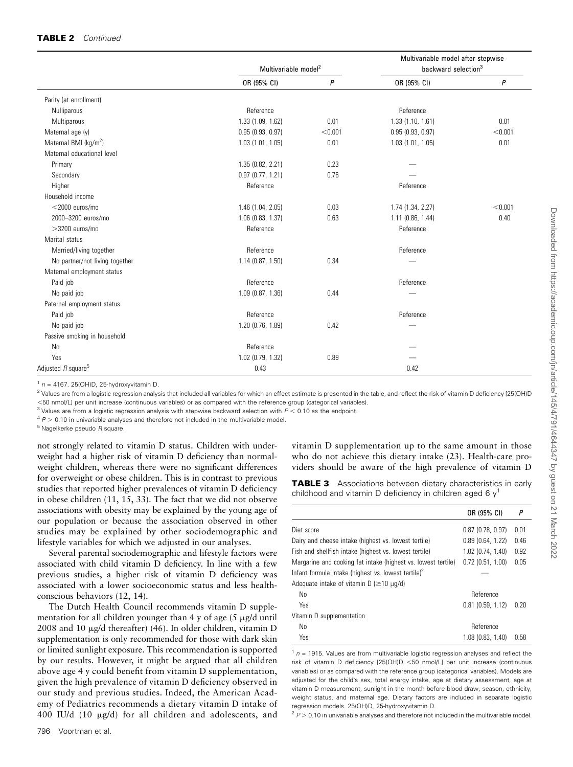**TABLE 2** *Continued*

| | Multivariable model[2] | | Multivariable model after stepwise backward selection[3] | |
|---|---|---|---|---|
| | OR (95% CI) | *P* | OR (95% CI) | *P* |
| Parity (at enrollment) | | | | |
| Nulliparous | Reference | | Reference | |
| Multiparous | 1.33 (1.09, 1.62) | 0.01 | 1.33 (1.10, 1.61) | 0.01 |
| Maternal age (y) | 0.95 (0.93, 0.97) | <0.001 | 0.95 (0.93, 0.97) | <0.001 |
| Maternal BMI (kg/m$^2$) | 1.03 (1.01, 1.05) | 0.01 | 1.03 (1.01, 1.05) | 0.01 |
| Maternal educational level | | | | |
| Primary | 1.35 (0.82, 2.21) | 0.23 | — | |
| Secondary | 0.97 (0.77, 1.21) | 0.76 | — | |
| Higher | Reference | | Reference | |
| Household income | | | | |
| <2000 euros/mo | 1.46 (1.04, 2.05) | 0.03 | 1.74 (1.34, 2.27) | <0.001 |
| 2000–3200 euros/mo | 1.06 (0.83, 1.37) | 0.63 | 1.11 (0.86, 1.44) | 0.40 |
| >3200 euros/mo | Reference | | Reference | |
| Marital status | | | | |
| Married/living together | Reference | | Reference | |
| No partner/not living together | 1.14 (0.87, 1.50) | 0.34 | — | |
| Maternal employment status | | | | |
| Paid job | Reference | | Reference | |
| No paid job | 1.09 (0.87, 1.36) | 0.44 | — | |
| Paternal employment status | | | | |
| Paid job | Reference | | Reference | |
| No paid job | 1.20 (0.76, 1.89) | 0.42 | — | |
| Passive smoking in household | | | | |
| No | Reference | | — | |
| Yes | 1.02 (0.79, 1.32) | 0.89 | — | |
| Adjusted *R* square[5] | 0.43 | | 0.42 | |

[1] $n$ = 4167. 25(OH)D, 25-hydroxyvitamin D.

[2] Values are from a logistic regression analysis that included all variables for which an effect estimate is presented in the table, and reflect the risk of vitamin D deficiency [25(OH)D <50 nmol/L] per unit increase (continuous variables) or as compared with the reference group (categorical variables).

[3] Values are from a logistic regression analysis with stepwise backward selection with $P < 0.10$ as the endpoint.

[4] $P > 0.10$ in univariable analyses and therefore not included in the multivariable model.

[5] Nagelkerke pseudo *R* square.

not strongly related to vitamin D status. Children with underweight had a higher risk of vitamin D deficiency than normal-weight children, whereas there were no significant differences for overweight or obese children. This is in contrast to previous studies that reported higher prevalences of vitamin D deficiency in obese children (11, 15, 33). The fact that we did not observe associations with obesity may be explained by the young age of our population or because the association observed in other studies may be explained by other sociodemographic and lifestyle variables for which we adjusted in our analyses.

Several parental sociodemographic and lifestyle factors were associated with child vitamin D deficiency. In line with a few previous studies, a higher risk of vitamin D deficiency was associated with a lower socioeconomic status and less health-conscious behaviors (12, 14).

The Dutch Health Council recommends vitamin D supplementation for all children younger than 4 y of age (5 μg/d until 2008 and 10 μg/d thereafter) (46). In older children, vitamin D supplementation is only recommended for those with dark skin or limited sunlight exposure. This recommendation is supported by our results. However, it might be argued that all children above age 4 y could benefit from vitamin D supplementation, given the high prevalence of vitamin D deficiency observed in our study and previous studies. Indeed, the American Academy of Pediatrics recommends a dietary vitamin D intake of 400 IU/d (10 μg/d) for all children and adolescents, and vitamin D supplementation up to the same amount in those who do not achieve this dietary intake (23). Health-care providers should be aware of the high prevalence of vitamin D

**TABLE 3** Associations between dietary characteristics in early childhood and vitamin D deficiency in children aged 6 y[1]

| | OR (95% CI) | *P* |
|---|---|---|
| Diet score | 0.87 (0.78, 0.97) | 0.01 |
| Dairy and cheese intake (highest vs. lowest tertile) | 0.89 (0.64, 1.22) | 0.46 |
| Fish and shellfish intake (highest vs. lowest tertile) | 1.02 (0.74, 1.40) | 0.92 |
| Margarine and cooking fat intake (highest vs. lowest tertile) | 0.72 (0.51, 1.00) | 0.05 |
| Infant formula intake (highest vs. lowest tertile)[2] | — | |
| Adequate intake of vitamin D (≥10 μg/d) | | |
| No | Reference | |
| Yes | 0.81 (0.59, 1.12) | 0.20 |
| Vitamin D supplementation | | |
| No | Reference | |
| Yes | 1.08 (0.83, 1.40) | 0.58 |

[1] $n$ = 1915. Values are from multivariable logistic regression analyses and reflect the risk of vitamin D deficiency [25(OH)D <50 nmol/L] per unit increase (continuous variables) or as compared with the reference group (categorical variables). Models are adjusted for the child's sex, total energy intake, age at dietary assessment, age at vitamin D measurement, sunlight in the month before blood draw, season, ethnicity, weight status, and maternal age. Dietary factors are included in separate logistic regression models. 25(OH)D, 25-hydroxyvitamin D.

[2] $P > 0.10$ in univariable analyses and therefore not included in the multivariable model.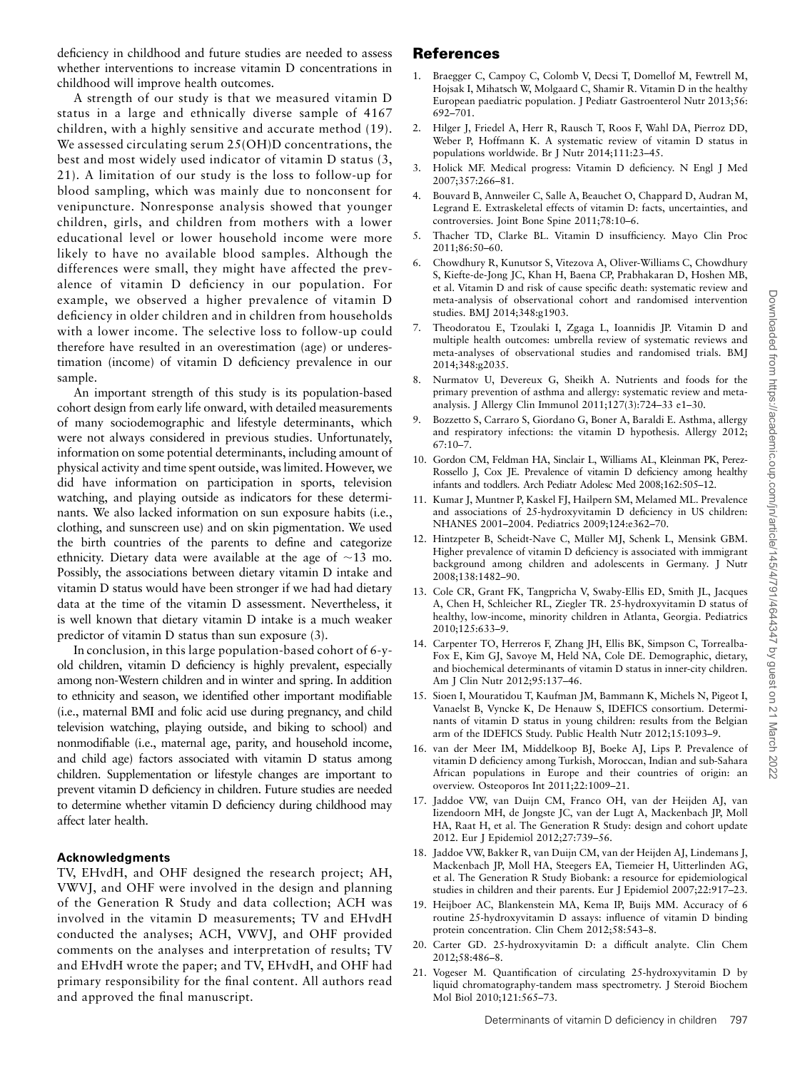deficiency in childhood and future studies are needed to assess whether interventions to increase vitamin D concentrations in childhood will improve health outcomes.

A strength of our study is that we measured vitamin D status in a large and ethnically diverse sample of 4167 children, with a highly sensitive and accurate method (19). We assessed circulating serum 25(OH)D concentrations, the best and most widely used indicator of vitamin D status (3, 21). A limitation of our study is the loss to follow-up for blood sampling, which was mainly due to nonconsent for venipuncture. Nonresponse analysis showed that younger children, girls, and children from mothers with a lower educational level or lower household income were more likely to have no available blood samples. Although the differences were small, they might have affected the prevalence of vitamin D deficiency in our population. For example, we observed a higher prevalence of vitamin D deficiency in older children and in children from households with a lower income. The selective loss to follow-up could therefore have resulted in an overestimation (age) or underestimation (income) of vitamin D deficiency prevalence in our sample.

An important strength of this study is its population-based cohort design from early life onward, with detailed measurements of many sociodemographic and lifestyle determinants, which were not always considered in previous studies. Unfortunately, information on some potential determinants, including amount of physical activity and time spent outside, was limited. However, we did have information on participation in sports, television watching, and playing outside as indicators for these determinants. We also lacked information on sun exposure habits (i.e., clothing, and sunscreen use) and on skin pigmentation. We used the birth countries of the parents to define and categorize ethnicity. Dietary data were available at the age of ~13 mo. Possibly, the associations between dietary vitamin D intake and vitamin D status would have been stronger if we had had dietary data at the time of the vitamin D assessment. Nevertheless, it is well known that dietary vitamin D intake is a much weaker predictor of vitamin D status than sun exposure (3).

In conclusion, in this large population-based cohort of 6-y-old children, vitamin D deficiency is highly prevalent, especially among non-Western children and in winter and spring. In addition to ethnicity and season, we identified other important modifiable (i.e., maternal BMI and folic acid use during pregnancy, and child television watching, playing outside, and biking to school) and nonmodifiable (i.e., maternal age, parity, and household income, and child age) factors associated with vitamin D status among children. Supplementation or lifestyle changes are important to prevent vitamin D deficiency in children. Future studies are needed to determine whether vitamin D deficiency during childhood may affect later health.

### Acknowledgments

TV, EHvdH, and OHF designed the research project; AH, VWVJ, and OHF were involved in the design and planning of the Generation R Study and data collection; ACH was involved in the vitamin D measurements; TV and EHvdH conducted the analyses; ACH, VWVJ, and OHF provided comments on the analyses and interpretation of results; TV and EHvdH wrote the paper; and TV, EHvdH, and OHF had primary responsibility for the final content. All authors read and approved the final manuscript.

## References

1. Braegger C, Campoy C, Colomb V, Decsi T, Domellof M, Fewtrell M, Hojsak I, Mihatsch W, Molgaard C, Shamir R. Vitamin D in the healthy European paediatric population. J Pediatr Gastroenterol Nutr 2013;56:692–701.
2. Hilger J, Friedel A, Herr R, Rausch T, Roos F, Wahl DA, Pierroz DD, Weber P, Hoffmann K. A systematic review of vitamin D status in populations worldwide. Br J Nutr 2014;111:23–45.
3. Holick MF. Medical progress: Vitamin D deficiency. N Engl J Med 2007;357:266–81.
4. Bouvard B, Annweiler C, Salle A, Beauchet O, Chappard D, Audran M, Legrand E. Extraskeletal effects of vitamin D: facts, uncertainties, and controversies. Joint Bone Spine 2011;78:10–6.
5. Thacher TD, Clarke BL. Vitamin D insufficiency. Mayo Clin Proc 2011;86:50–60.
6. Chowdhury R, Kunutsor S, Vitezova A, Oliver-Williams C, Chowdhury S, Kiefte-de-Jong JC, Khan H, Baena CP, Prabhakaran D, Hoshen MB, et al. Vitamin D and risk of cause specific death: systematic review and meta-analysis of observational cohort and randomised intervention studies. BMJ 2014;348:g1903.
7. Theodoratou E, Tzoulaki I, Zgaga L, Ioannidis JP. Vitamin D and multiple health outcomes: umbrella review of systematic reviews and meta-analyses of observational studies and randomised trials. BMJ 2014;348:g2035.
8. Nurmatov U, Devereux G, Sheikh A. Nutrients and foods for the primary prevention of asthma and allergy: systematic review and meta-analysis. J Allergy Clin Immunol 2011;127(3):724–33 e1–30.
9. Bozzetto S, Carraro S, Giordano G, Boner A, Baraldi E. Asthma, allergy and respiratory infections: the vitamin D hypothesis. Allergy 2012;67:10–7.
10. Gordon CM, Feldman HA, Sinclair L, Williams AL, Kleinman PK, Perez-Rossello J, Cox JE. Prevalence of vitamin D deficiency among healthy infants and toddlers. Arch Pediatr Adolesc Med 2008;162:505–12.
11. Kumar J, Muntner P, Kaskel FJ, Hailpern SM, Melamed ML. Prevalence and associations of 25-hydroxyvitamin D deficiency in US children: NHANES 2001–2004. Pediatrics 2009;124:e362–70.
12. Hintzpeter B, Scheidt-Nave C, Müller MJ, Schenk L, Mensink GBM. Higher prevalence of vitamin D deficiency is associated with immigrant background among children and adolescents in Germany. J Nutr 2008;138:1482–90.
13. Cole CR, Grant FK, Tangpricha V, Swaby-Ellis ED, Smith JL, Jacques A, Chen H, Schleicher RL, Ziegler TR. 25-hydroxyvitamin D status of healthy, low-income, minority children in Atlanta, Georgia. Pediatrics 2010;125:633–9.
14. Carpenter TO, Herreros F, Zhang JH, Ellis BK, Simpson C, Torrealba-Fox E, Kim GJ, Savoye M, Held NA, Cole DE. Demographic, dietary, and biochemical determinants of vitamin D status in inner-city children. Am J Clin Nutr 2012;95:137–46.
15. Sioen I, Mouratidou T, Kaufman JM, Bammann K, Michels N, Pigeot I, Vanaelst B, Vyncke K, De Henauw S, IDEFICS consortium. Determinants of vitamin D status in young children: results from the Belgian arm of the IDEFICS Study. Public Health Nutr 2012;15:1093–9.
16. van der Meer IM, Middelkoop BJ, Boeke AJ, Lips P. Prevalence of vitamin D deficiency among Turkish, Moroccan, Indian and sub-Sahara African populations in Europe and their countries of origin: an overview. Osteoporos Int 2011;22:1009–21.
17. Jaddoe VW, van Duijn CM, Franco OH, van der Heijden AJ, van Iizendoorn MH, de Jongste JC, van der Lugt A, Mackenbach JP, Moll HA, Raat H, et al. The Generation R Study: design and cohort update 2012. Eur J Epidemiol 2012;27:739–56.
18. Jaddoe VW, Bakker R, van Duijn CM, van der Heijden AJ, Lindemans J, Mackenbach JP, Moll HA, Steegers EA, Tiemeier H, Uitterlinden AG, et al. The Generation R Study Biobank: a resource for epidemiological studies in children and their parents. Eur J Epidemiol 2007;22:917–23.
19. Heijboer AC, Blankenstein MA, Kema IP, Buijs MM. Accuracy of 6 routine 25-hydroxyvitamin D assays: influence of vitamin D binding protein concentration. Clin Chem 2012;58:543–8.
20. Carter GD. 25-hydroxyvitamin D: a difficult analyte. Clin Chem 2012;58:486–8.
21. Vogeser M. Quantification of circulating 25-hydroxyvitamin D by liquid chromatography-tandem mass spectrometry. J Steroid Biochem Mol Biol 2010;121:565–73.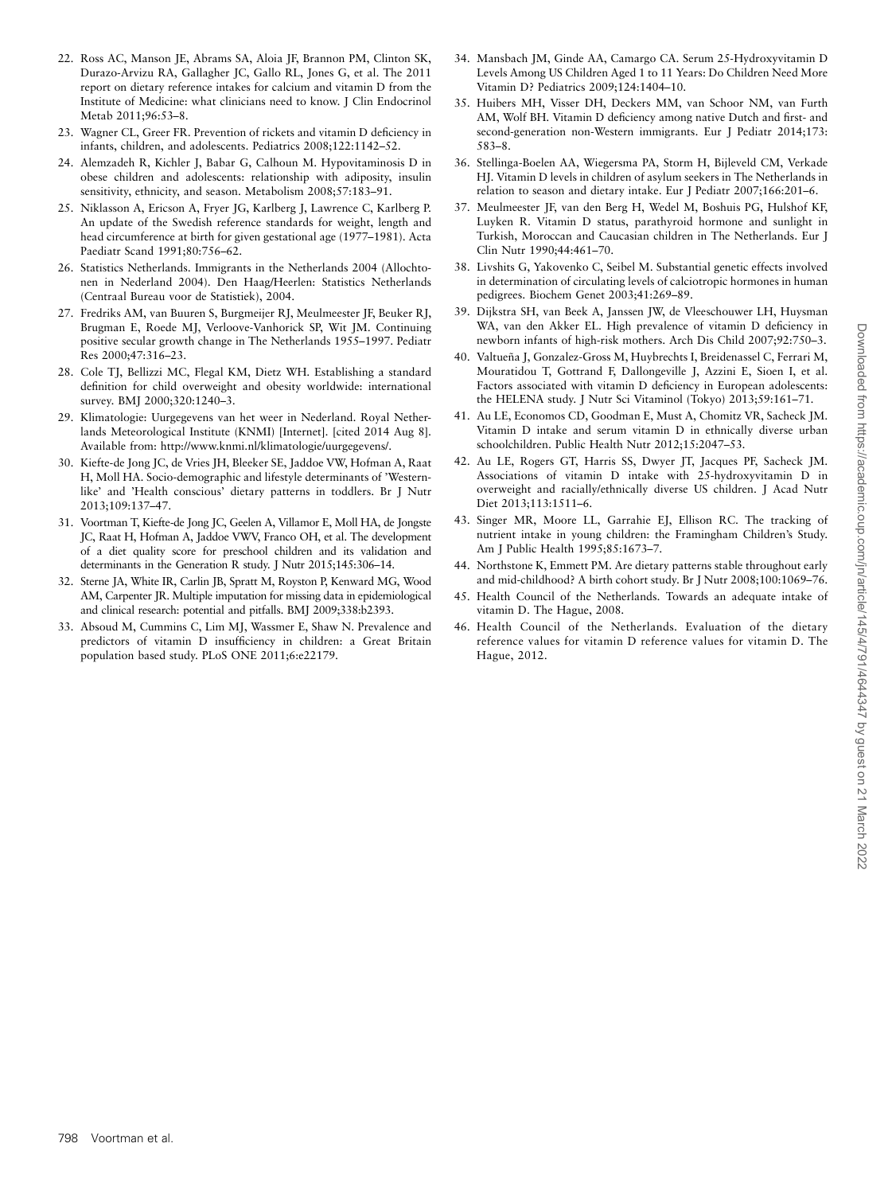22. Ross AC, Manson JE, Abrams SA, Aloia JF, Brannon PM, Clinton SK, Durazo-Arvizu RA, Gallagher JC, Gallo RL, Jones G, et al. The 2011 report on dietary reference intakes for calcium and vitamin D from the Institute of Medicine: what clinicians need to know. J Clin Endocrinol Metab 2011;96:53–8.
23. Wagner CL, Greer FR. Prevention of rickets and vitamin D deficiency in infants, children, and adolescents. Pediatrics 2008;122:1142–52.
24. Alemzadeh R, Kichler J, Babar G, Calhoun M. Hypovitaminosis D in obese children and adolescents: relationship with adiposity, insulin sensitivity, ethnicity, and season. Metabolism 2008;57:183–91.
25. Niklasson A, Ericson A, Fryer JG, Karlberg J, Lawrence C, Karlberg P. An update of the Swedish reference standards for weight, length and head circumference at birth for given gestational age (1977–1981). Acta Paediatr Scand 1991;80:756–62.
26. Statistics Netherlands. Immigrants in the Netherlands 2004 (Allochtonen in Nederland 2004). Den Haag/Heerlen: Statistics Netherlands (Centraal Bureau voor de Statistiek), 2004.
27. Fredriks AM, van Buuren S, Burgmeijer RJ, Meulmeester JF, Beuker RJ, Brugman E, Roede MJ, Verloove-Vanhorick SP, Wit JM. Continuing positive secular growth change in The Netherlands 1955–1997. Pediatr Res 2000;47:316–23.
28. Cole TJ, Bellizzi MC, Flegal KM, Dietz WH. Establishing a standard definition for child overweight and obesity worldwide: international survey. BMJ 2000;320:1240–3.
29. Klimatologie: Uurgegevens van het weer in Nederland. Royal Netherlands Meteorological Institute (KNMI) [Internet]. [cited 2014 Aug 8]. Available from: http://www.knmi.nl/klimatologie/uurgegevens/.
30. Kiefte-de Jong JC, de Vries JH, Bleeker SE, Jaddoe VW, Hofman A, Raat H, Moll HA. Socio-demographic and lifestyle determinants of 'Western-like' and 'Health conscious' dietary patterns in toddlers. Br J Nutr 2013;109:137–47.
31. Voortman T, Kiefte-de Jong JC, Geelen A, Villamor E, Moll HA, de Jongste JC, Raat H, Hofman A, Jaddoe VWV, Franco OH, et al. The development of a diet quality score for preschool children and its validation and determinants in the Generation R study. J Nutr 2015;145:306–14.
32. Sterne JA, White IR, Carlin JB, Spratt M, Royston P, Kenward MG, Wood AM, Carpenter JR. Multiple imputation for missing data in epidemiological and clinical research: potential and pitfalls. BMJ 2009;338:b2393.
33. Absoud M, Cummins C, Lim MJ, Wassmer E, Shaw N. Prevalence and predictors of vitamin D insufficiency in children: a Great Britain population based study. PLoS ONE 2011;6:e22179.
34. Mansbach JM, Ginde AA, Camargo CA. Serum 25-Hydroxyvitamin D Levels Among US Children Aged 1 to 11 Years: Do Children Need More Vitamin D? Pediatrics 2009;124:1404–10.
35. Huibers MH, Visser DH, Deckers MM, van Schoor NM, van Furth AM, Wolf BH. Vitamin D deficiency among native Dutch and first- and second-generation non-Western immigrants. Eur J Pediatr 2014;173:583–8.
36. Stellinga-Boelen AA, Wiegersma PA, Storm H, Bijleveld CM, Verkade HJ. Vitamin D levels in children of asylum seekers in The Netherlands in relation to season and dietary intake. Eur J Pediatr 2007;166:201–6.
37. Meulmeester JF, van den Berg H, Wedel M, Boshuis PG, Hulshof KF, Luyken R. Vitamin D status, parathyroid hormone and sunlight in Turkish, Moroccan and Caucasian children in The Netherlands. Eur J Clin Nutr 1990;44:461–70.
38. Livshits G, Yakovenko C, Seibel M. Substantial genetic effects involved in determination of circulating levels of calciotropic hormones in human pedigrees. Biochem Genet 2003;41:269–89.
39. Dijkstra SH, van Beek A, Janssen JW, de Vleeschouwer LH, Huysman WA, van den Akker EL. High prevalence of vitamin D deficiency in newborn infants of high-risk mothers. Arch Dis Child 2007;92:750–3.
40. Valtueña J, Gonzalez-Gross M, Huybrechts I, Breidenassel C, Ferrari M, Mouratidou T, Gottrand F, Dallongeville J, Azzini E, Sioen I, et al. Factors associated with vitamin D deficiency in European adolescents: the HELENA study. J Nutr Sci Vitaminol (Tokyo) 2013;59:161–71.
41. Au LE, Economos CD, Goodman E, Must A, Chomitz VR, Sacheck JM. Vitamin D intake and serum vitamin D in ethnically diverse urban schoolchildren. Public Health Nutr 2012;15:2047–53.
42. Au LE, Rogers GT, Harris SS, Dwyer JT, Jacques PF, Sacheck JM. Associations of vitamin D intake with 25-hydroxyvitamin D in overweight and racially/ethnically diverse US children. J Acad Nutr Diet 2013;113:1511–6.
43. Singer MR, Moore LL, Garrahie EJ, Ellison RC. The tracking of nutrient intake in young children: the Framingham Children's Study. Am J Public Health 1995;85:1673–7.
44. Northstone K, Emmett PM. Are dietary patterns stable throughout early and mid-childhood? A birth cohort study. Br J Nutr 2008;100:1069–76.
45. Health Council of the Netherlands. Towards an adequate intake of vitamin D. The Hague, 2008.
46. Health Council of the Netherlands. Evaluation of the dietary reference values for vitamin D reference values for vitamin D. The Hague, 2012.